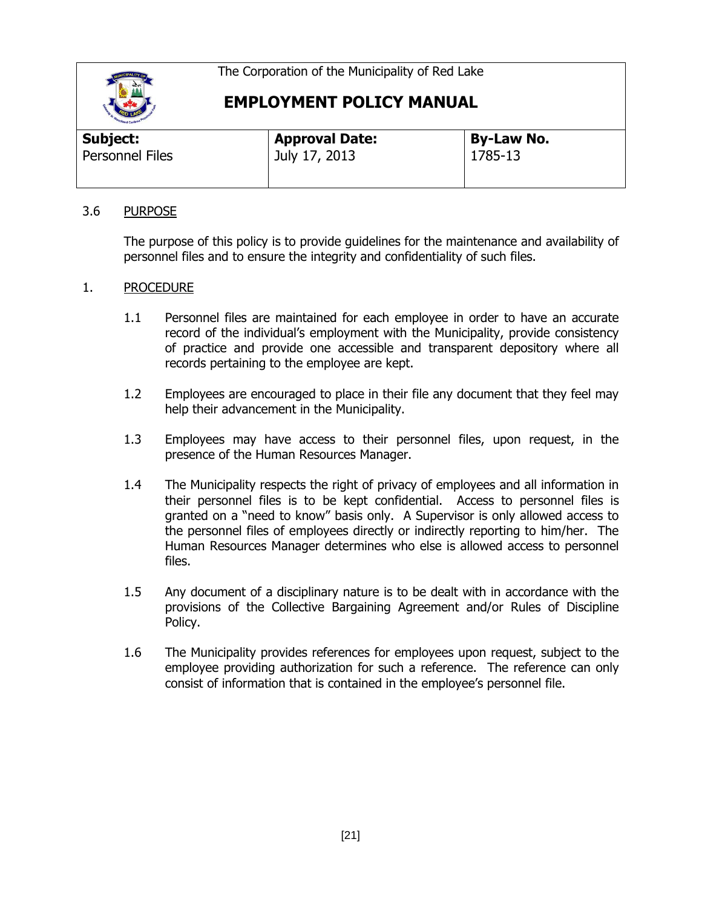The Corporation of the Municipality of Red Lake

# EMPLOYMENT POLICY MANUAL

| **Subject:** | **Approval Date:** | **By-Law No.** |
|---|---|---|
| Personnel Files | July 17, 2013 | 1785-13 |

## 3.6 PURPOSE

The purpose of this policy is to provide guidelines for the maintenance and availability of personnel files and to ensure the integrity and confidentiality of such files.

## 1. PROCEDURE

1.1 Personnel files are maintained for each employee in order to have an accurate record of the individual's employment with the Municipality, provide consistency of practice and provide one accessible and transparent depository where all records pertaining to the employee are kept.

1.2 Employees are encouraged to place in their file any document that they feel may help their advancement in the Municipality.

1.3 Employees may have access to their personnel files, upon request, in the presence of the Human Resources Manager.

1.4 The Municipality respects the right of privacy of employees and all information in their personnel files is to be kept confidential. Access to personnel files is granted on a "need to know" basis only. A Supervisor is only allowed access to the personnel files of employees directly or indirectly reporting to him/her. The Human Resources Manager determines who else is allowed access to personnel files.

1.5 Any document of a disciplinary nature is to be dealt with in accordance with the provisions of the Collective Bargaining Agreement and/or Rules of Discipline Policy.

1.6 The Municipality provides references for employees upon request, subject to the employee providing authorization for such a reference. The reference can only consist of information that is contained in the employee's personnel file.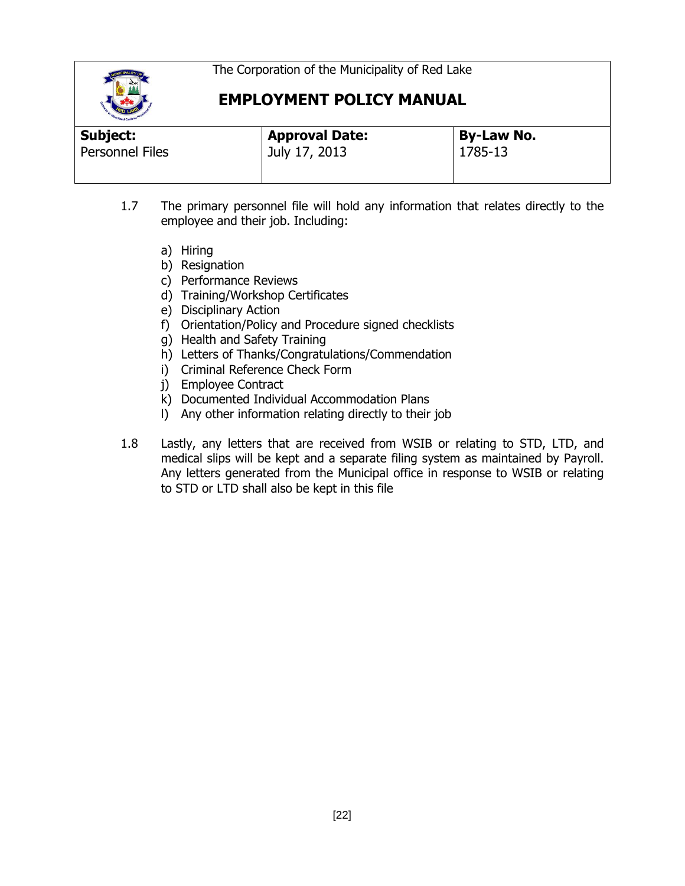The Corporation of the Municipality of Red Lake

# EMPLOYMENT POLICY MANUAL

| Subject: | Approval Date: | By-Law No. |
| --- | --- | --- |
| Personnel Files | July 17, 2013 | 1785-13 |

1.7 The primary personnel file will hold any information that relates directly to the employee and their job. Including:

a) Hiring
b) Resignation
c) Performance Reviews
d) Training/Workshop Certificates
e) Disciplinary Action
f) Orientation/Policy and Procedure signed checklists
g) Health and Safety Training
h) Letters of Thanks/Congratulations/Commendation
i) Criminal Reference Check Form
j) Employee Contract
k) Documented Individual Accommodation Plans
l) Any other information relating directly to their job

1.8 Lastly, any letters that are received from WSIB or relating to STD, LTD, and medical slips will be kept and a separate filing system as maintained by Payroll. Any letters generated from the Municipal office in response to WSIB or relating to STD or LTD shall also be kept in this file